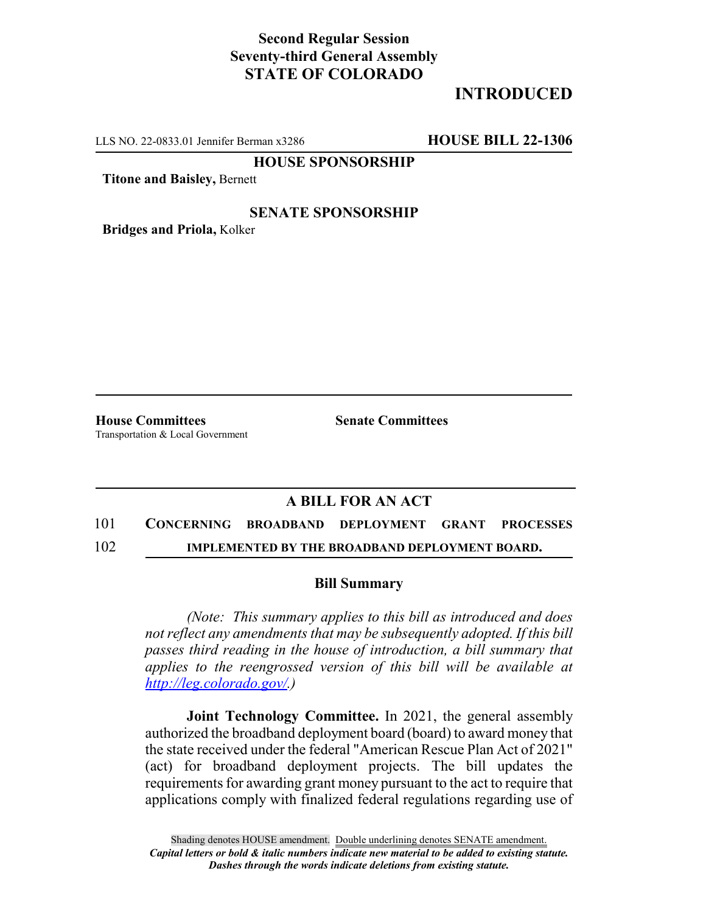**Second Regular Session**
**Seventy-third General Assembly**
**STATE OF COLORADO**

# INTRODUCED

LLS NO. 22-0833.01 Jennifer Berman x3286 **HOUSE BILL 22-1306**

**HOUSE SPONSORSHIP**

**Titone and Baisley,** Bernett

**SENATE SPONSORSHIP**

**Bridges and Priola,** Kolker

**House Committees**
Transportation & Local Government

**Senate Committees**

## A BILL FOR AN ACT

101 **CONCERNING BROADBAND DEPLOYMENT GRANT PROCESSES**
102 **IMPLEMENTED BY THE BROADBAND DEPLOYMENT BOARD.**

### Bill Summary

*(Note: This summary applies to this bill as introduced and does not reflect any amendments that may be subsequently adopted. If this bill passes third reading in the house of introduction, a bill summary that applies to the reengrossed version of this bill will be available at http://leg.colorado.gov/.)*

**Joint Technology Committee.** In 2021, the general assembly authorized the broadband deployment board (board) to award money that the state received under the federal "American Rescue Plan Act of 2021" (act) for broadband deployment projects. The bill updates the requirements for awarding grant money pursuant to the act to require that applications comply with finalized federal regulations regarding use of

Shading denotes HOUSE amendment. Double underlining denotes SENATE amendment.
*Capital letters or bold & italic numbers indicate new material to be added to existing statute.*
*Dashes through the words indicate deletions from existing statute.*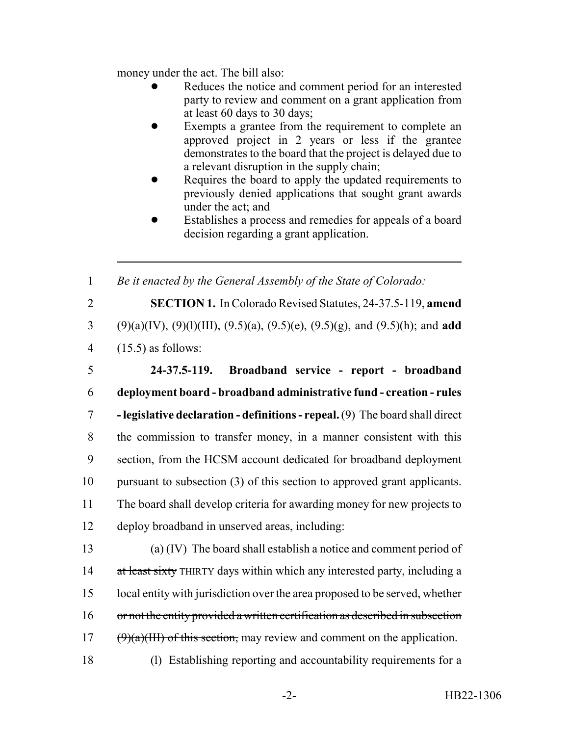money under the act. The bill also:

- Reduces the notice and comment period for an interested party to review and comment on a grant application from at least 60 days to 30 days;
- Exempts a grantee from the requirement to complete an approved project in 2 years or less if the grantee demonstrates to the board that the project is delayed due to a relevant disruption in the supply chain;
- Requires the board to apply the updated requirements to previously denied applications that sought grant awards under the act; and
- Establishes a process and remedies for appeals of a board decision regarding a grant application.

---

1 *Be it enacted by the General Assembly of the State of Colorado:*

2 **SECTION 1.** In Colorado Revised Statutes, 24-37.5-119, **amend**
3 (9)(a)(IV), (9)(l)(III), (9.5)(a), (9.5)(e), (9.5)(g), and (9.5)(h); and **add**
4 (15.5) as follows:

5 **24-37.5-119. Broadband service - report - broadband**
6 **deployment board - broadband administrative fund - creation - rules**
7 **- legislative declaration - definitions - repeal.** (9) The board shall direct
8 the commission to transfer money, in a manner consistent with this
9 section, from the HCSM account dedicated for broadband deployment
10 pursuant to subsection (3) of this section to approved grant applicants.
11 The board shall develop criteria for awarding money for new projects to
12 deploy broadband in unserved areas, including:

13 (a) (IV) The board shall establish a notice and comment period of
14 ~~at least sixty~~ THIRTY days within which any interested party, including a
15 local entity with jurisdiction over the area proposed to be served, ~~whether~~
16 ~~or not the entity provided a written certification as described in subsection~~
17 ~~(9)(a)(III) of this section,~~ may review and comment on the application.

18 (l) Establishing reporting and accountability requirements for a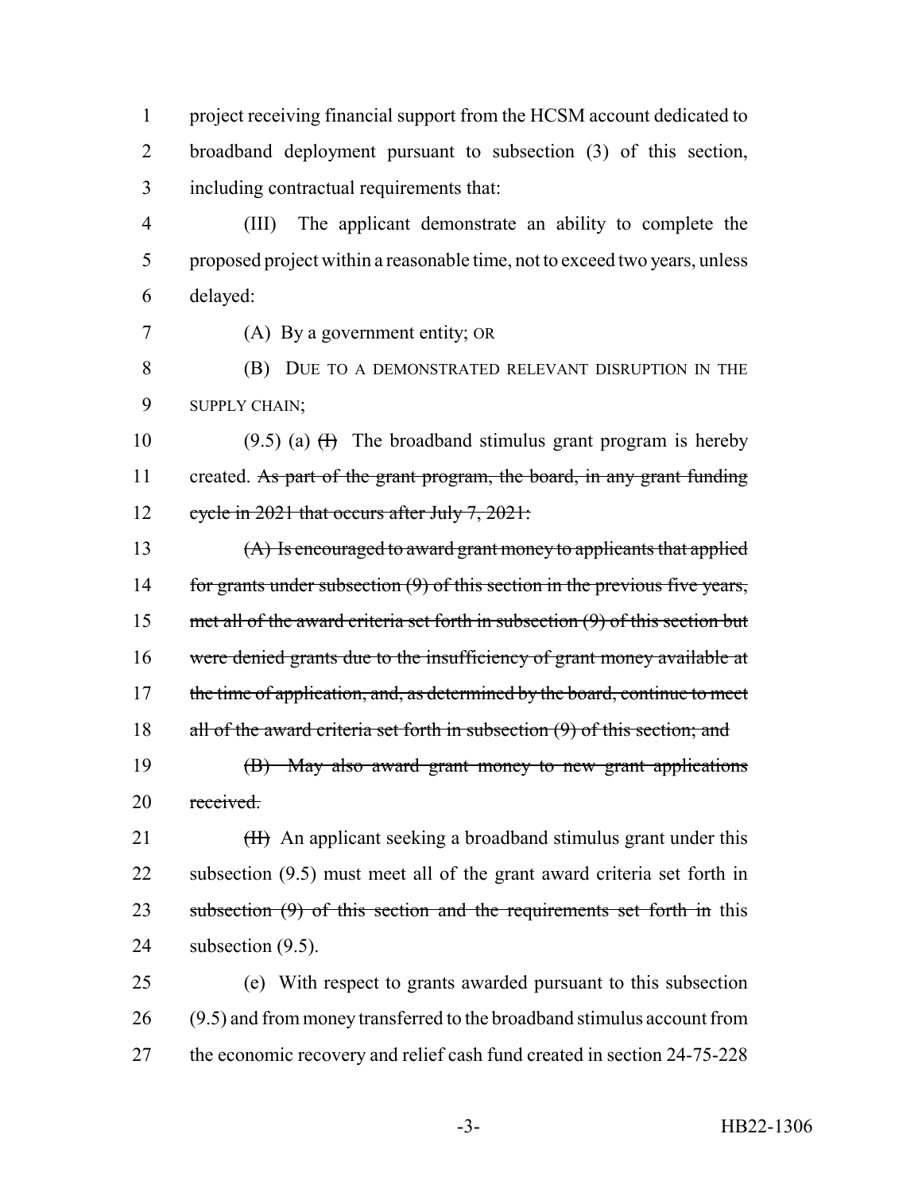project receiving financial support from the HCSM account dedicated to broadband deployment pursuant to subsection (3) of this section, including contractual requirements that:

(III) The applicant demonstrate an ability to complete the proposed project within a reasonable time, not to exceed two years, unless delayed:

(A) By a government entity; OR

(B) DUE TO A DEMONSTRATED RELEVANT DISRUPTION IN THE SUPPLY CHAIN;

(9.5) (a) ~~(I)~~ The broadband stimulus grant program is hereby created. ~~As part of the grant program, the board, in any grant funding cycle in 2021 that occurs after July 7, 2021:~~

~~(A) Is encouraged to award grant money to applicants that applied for grants under subsection (9) of this section in the previous five years, met all of the award criteria set forth in subsection (9) of this section but were denied grants due to the insufficiency of grant money available at the time of application, and, as determined by the board, continue to meet all of the award criteria set forth in subsection (9) of this section; and~~

~~(B) May also award grant money to new grant applications received.~~

~~(II)~~ An applicant seeking a broadband stimulus grant under this subsection (9.5) must meet all of the grant award criteria set forth in ~~subsection (9) of this section and the requirements set forth in~~ this subsection (9.5).

(e) With respect to grants awarded pursuant to this subsection (9.5) and from money transferred to the broadband stimulus account from the economic recovery and relief cash fund created in section 24-75-228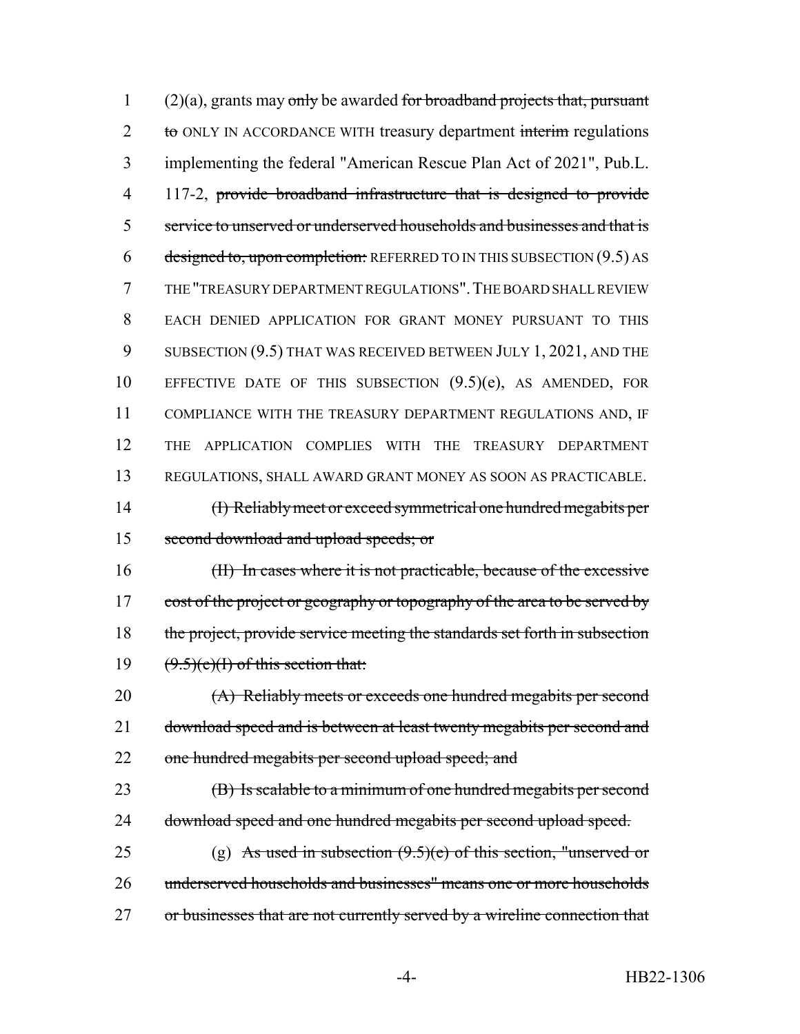(2)(a), grants may ~~only~~ be awarded ~~for broadband projects that, pursuant to~~ ONLY IN ACCORDANCE WITH treasury department ~~interim~~ regulations implementing the federal "American Rescue Plan Act of 2021", Pub.L. 117-2, ~~provide broadband infrastructure that is designed to provide service to unserved or underserved households and businesses and that is designed to, upon completion:~~ REFERRED TO IN THIS SUBSECTION (9.5) AS THE "TREASURY DEPARTMENT REGULATIONS". THE BOARD SHALL REVIEW EACH DENIED APPLICATION FOR GRANT MONEY PURSUANT TO THIS SUBSECTION (9.5) THAT WAS RECEIVED BETWEEN JULY 1, 2021, AND THE EFFECTIVE DATE OF THIS SUBSECTION (9.5)(e), AS AMENDED, FOR COMPLIANCE WITH THE TREASURY DEPARTMENT REGULATIONS AND, IF THE APPLICATION COMPLIES WITH THE TREASURY DEPARTMENT REGULATIONS, SHALL AWARD GRANT MONEY AS SOON AS PRACTICABLE.

~~(I) Reliably meet or exceed symmetrical one hundred megabits per second download and upload speeds; or~~

~~(II) In cases where it is not practicable, because of the excessive cost of the project or geography or topography of the area to be served by the project, provide service meeting the standards set forth in subsection (9.5)(e)(I) of this section that:~~

~~(A) Reliably meets or exceeds one hundred megabits per second download speed and is between at least twenty megabits per second and one hundred megabits per second upload speed; and~~

~~(B) Is scalable to a minimum of one hundred megabits per second download speed and one hundred megabits per second upload speed.~~

(g) ~~As used in subsection (9.5)(e) of this section, "unserved or underserved households and businesses" means one or more households or businesses that are not currently served by a wireline connection that~~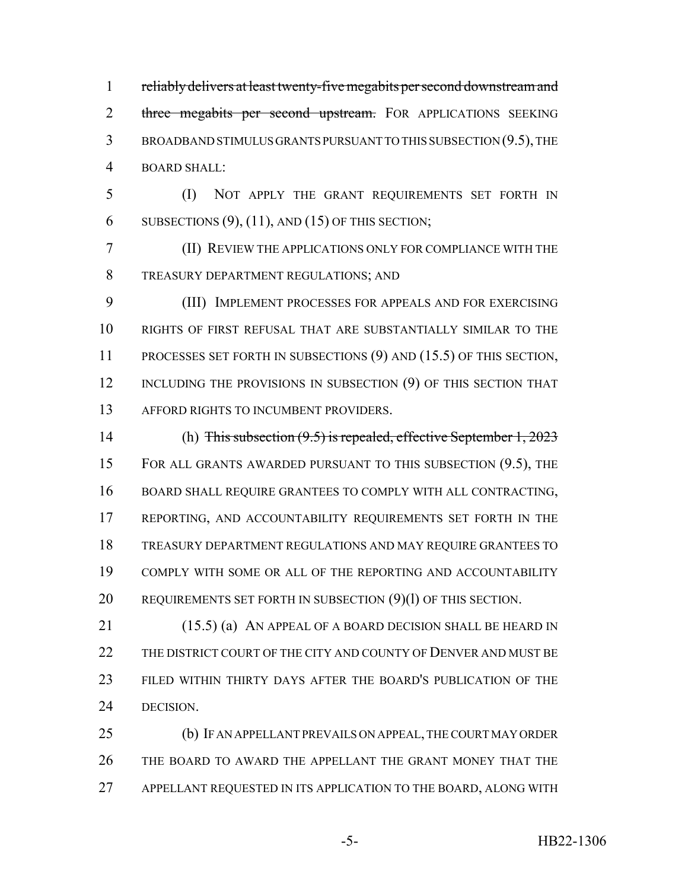~~reliably delivers at least twenty-five megabits per second downstream and three megabits per second upstream.~~ FOR APPLICATIONS SEEKING BROADBAND STIMULUS GRANTS PURSUANT TO THIS SUBSECTION (9.5), THE BOARD SHALL:

(I) NOT APPLY THE GRANT REQUIREMENTS SET FORTH IN SUBSECTIONS (9), (11), AND (15) OF THIS SECTION;

(II) REVIEW THE APPLICATIONS ONLY FOR COMPLIANCE WITH THE TREASURY DEPARTMENT REGULATIONS; AND

(III) IMPLEMENT PROCESSES FOR APPEALS AND FOR EXERCISING RIGHTS OF FIRST REFUSAL THAT ARE SUBSTANTIALLY SIMILAR TO THE PROCESSES SET FORTH IN SUBSECTIONS (9) AND (15.5) OF THIS SECTION, INCLUDING THE PROVISIONS IN SUBSECTION (9) OF THIS SECTION THAT AFFORD RIGHTS TO INCUMBENT PROVIDERS.

(h) ~~This subsection (9.5) is repealed, effective September 1, 2023~~ FOR ALL GRANTS AWARDED PURSUANT TO THIS SUBSECTION (9.5), THE BOARD SHALL REQUIRE GRANTEES TO COMPLY WITH ALL CONTRACTING, REPORTING, AND ACCOUNTABILITY REQUIREMENTS SET FORTH IN THE TREASURY DEPARTMENT REGULATIONS AND MAY REQUIRE GRANTEES TO COMPLY WITH SOME OR ALL OF THE REPORTING AND ACCOUNTABILITY REQUIREMENTS SET FORTH IN SUBSECTION (9)(l) OF THIS SECTION.

(15.5) (a) AN APPEAL OF A BOARD DECISION SHALL BE HEARD IN THE DISTRICT COURT OF THE CITY AND COUNTY OF DENVER AND MUST BE FILED WITHIN THIRTY DAYS AFTER THE BOARD'S PUBLICATION OF THE DECISION.

(b) IF AN APPELLANT PREVAILS ON APPEAL, THE COURT MAY ORDER THE BOARD TO AWARD THE APPELLANT THE GRANT MONEY THAT THE APPELLANT REQUESTED IN ITS APPLICATION TO THE BOARD, ALONG WITH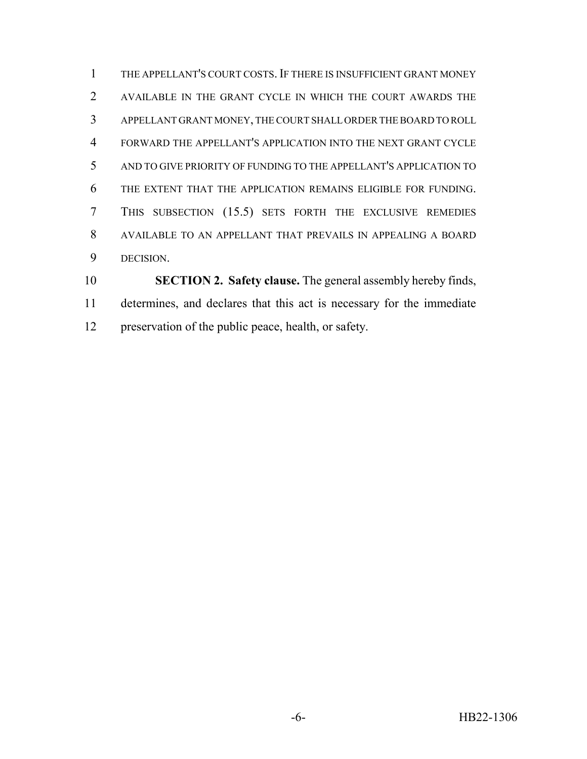THE APPELLANT'S COURT COSTS. IF THERE IS INSUFFICIENT GRANT MONEY AVAILABLE IN THE GRANT CYCLE IN WHICH THE COURT AWARDS THE APPELLANT GRANT MONEY, THE COURT SHALL ORDER THE BOARD TO ROLL FORWARD THE APPELLANT'S APPLICATION INTO THE NEXT GRANT CYCLE AND TO GIVE PRIORITY OF FUNDING TO THE APPELLANT'S APPLICATION TO THE EXTENT THAT THE APPLICATION REMAINS ELIGIBLE FOR FUNDING. THIS SUBSECTION (15.5) SETS FORTH THE EXCLUSIVE REMEDIES AVAILABLE TO AN APPELLANT THAT PREVAILS IN APPEALING A BOARD DECISION.

**SECTION 2. Safety clause.** The general assembly hereby finds, determines, and declares that this act is necessary for the immediate preservation of the public peace, health, or safety.